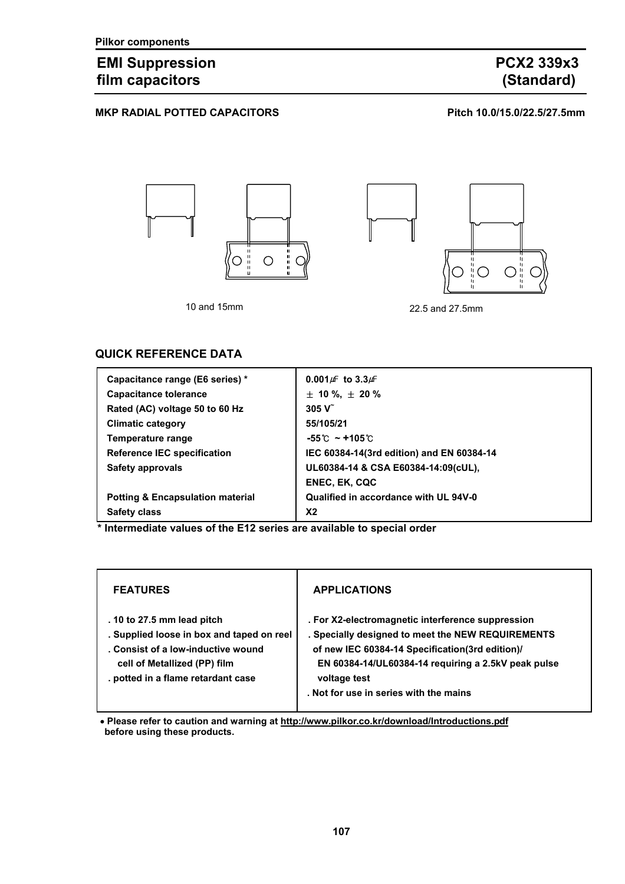Pilkor components

# EMI Suppression film capacitors

# PCX2 339x3 (Standard)

**MKP RADIAL POTTED CAPACITORS**

**Pitch 10.0/15.0/22.5/27.5mm**

10 and 15mm

22.5 and 27.5mm

## QUICK REFERENCE DATA

| | |
|---|---|
| Capacitance range (E6 series) * | 0.001㎌ to 3.3㎌ |
| Capacitance tolerance | ± 10 %, ± 20 % |
| Rated (AC) voltage 50 to 60 Hz | 305 V˜ |
| Climatic category | 55/105/21 |
| Temperature range | -55℃ ~ +105℃ |
| Reference IEC specification | IEC 60384-14(3rd edition) and EN 60384-14 |
| Safety approvals | UL60384-14 & CSA E60384-14:09(cUL), ENEC, EK, CQC |
| Potting & Encapsulation material | Qualified in accordance with UL 94V-0 |
| Safety class | X2 |

**\* Intermediate values of the E12 series are available to special order**

| FEATURES | APPLICATIONS |
|---|---|
| . 10 to 27.5 mm lead pitch<br>. Supplied loose in box and taped on reel<br>. Consist of a low-inductive wound cell of Metallized (PP) film<br>. potted in a flame retardant case | . For X2-electromagnetic interference suppression<br>. Specially designed to meet the NEW REQUIREMENTS of new IEC 60384-14 Specification(3rd edition)/ EN 60384-14/UL60384-14 requiring a 2.5kV peak pulse voltage test<br>. Not for use in series with the mains |

- **Please refer to caution and warning at http://www.pilkor.co.kr/download/Introductions.pdf before using these products.**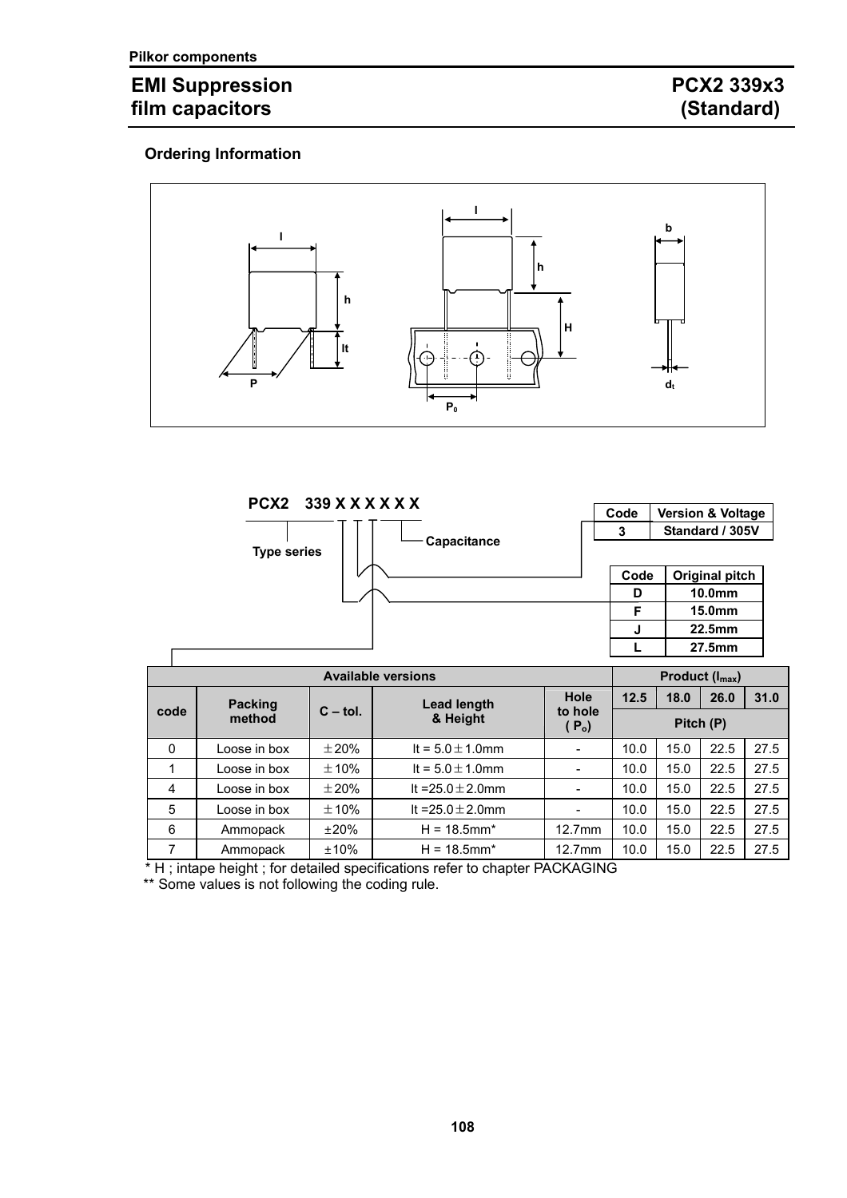Pilkor components

# EMI Suppression film capacitors

# PCX2 339x3 (Standard)

## Ordering Information

PCX2 339 X X X X X X

- Type series
- Capacitance

| Code | Version & Voltage |
|---|---|
| 3 | Standard / 305V |

| Code | Original pitch |
|---|---|
| D | 10.0mm |
| F | 15.0mm |
| J | 22.5mm |
| L | 27.5mm |

| Available versions | | | | | Product ($I_{max}$) | | | |
|---|---|---|---|---|---|---|---|---|
| code | Packing method | C – tol. | Lead length & Height | Hole to hole ( $P_o$) | 12.5 | 18.0 | 26.0 | 31.0 |
| | | | | | Pitch (P) | | | |
| 0 | Loose in box | ±20% | lt = 5.0±1.0mm | - | 10.0 | 15.0 | 22.5 | 27.5 |
| 1 | Loose in box | ±10% | lt = 5.0±1.0mm | - | 10.0 | 15.0 | 22.5 | 27.5 |
| 4 | Loose in box | ±20% | lt =25.0±2.0mm | - | 10.0 | 15.0 | 22.5 | 27.5 |
| 5 | Loose in box | ±10% | lt =25.0±2.0mm | - | 10.0 | 15.0 | 22.5 | 27.5 |
| 6 | Ammopack | ±20% | H = 18.5mm* | 12.7mm | 10.0 | 15.0 | 22.5 | 27.5 |
| 7 | Ammopack | ±10% | H = 18.5mm* | 12.7mm | 10.0 | 15.0 | 22.5 | 27.5 |

\* H ; intape height ; for detailed specifications refer to chapter PACKAGING

** Some values is not following the coding rule.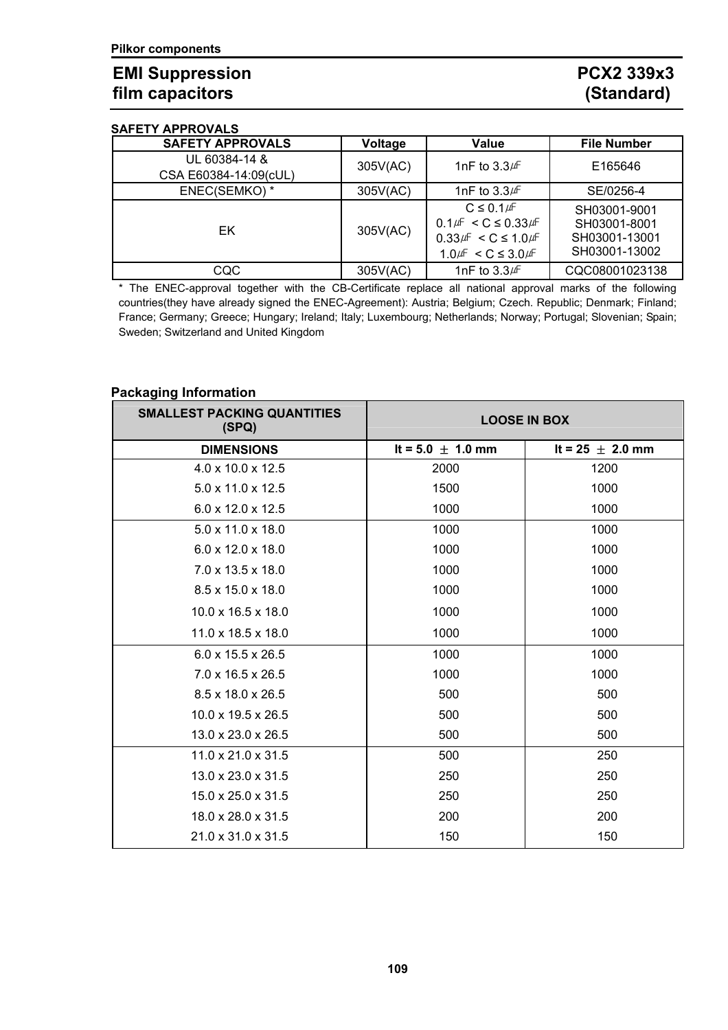**Pilkor components**

# EMI Suppression film capacitors

# PCX2 339x3 (Standard)

**SAFETY APPROVALS**

| SAFETY APPROVALS | Voltage | Value | File Number |
|---|---|---|---|
| UL 60384-14 & CSA E60384-14:09(cUL) | 305V(AC) | 1nF to 3.3㎌ | E165646 |
| ENEC(SEMKO) * | 305V(AC) | 1nF to 3.3㎌ | SE/0256-4 |
| EK | 305V(AC) | $C \le 0.1$㎌<br>0.1㎌ $< C \le 0.33$㎌<br>0.33㎌ $< C \le 1.0$㎌<br>1.0㎌ $< C \le 3.0$㎌ | SH03001-9001<br>SH03001-8001<br>SH03001-13001<br>SH03001-13002 |
| CQC | 305V(AC) | 1nF to 3.3㎌ | CQC08001023138 |

* The ENEC-approval together with the CB-Certificate replace all national approval marks of the following countries(they have already signed the ENEC-Agreement): Austria; Belgium; Czech. Republic; Denmark; Finland; France; Germany; Greece; Hungary; Ireland; Italy; Luxembourg; Netherlands; Norway; Portugal; Slovenian; Spain; Sweden; Switzerland and United Kingdom

**Packaging Information**

| SMALLEST PACKING QUANTITIES (SPQ) | LOOSE IN BOX | |
|---|---|---|
| **DIMENSIONS** | **lt = 5.0 ± 1.0 mm** | **lt = 25 ± 2.0 mm** |
| 4.0 x 10.0 x 12.5 | 2000 | 1200 |
| 5.0 x 11.0 x 12.5 | 1500 | 1000 |
| 6.0 x 12.0 x 12.5 | 1000 | 1000 |
| 5.0 x 11.0 x 18.0 | 1000 | 1000 |
| 6.0 x 12.0 x 18.0 | 1000 | 1000 |
| 7.0 x 13.5 x 18.0 | 1000 | 1000 |
| 8.5 x 15.0 x 18.0 | 1000 | 1000 |
| 10.0 x 16.5 x 18.0 | 1000 | 1000 |
| 11.0 x 18.5 x 18.0 | 1000 | 1000 |
| 6.0 x 15.5 x 26.5 | 1000 | 1000 |
| 7.0 x 16.5 x 26.5 | 1000 | 1000 |
| 8.5 x 18.0 x 26.5 | 500 | 500 |
| 10.0 x 19.5 x 26.5 | 500 | 500 |
| 13.0 x 23.0 x 26.5 | 500 | 500 |
| 11.0 x 21.0 x 31.5 | 500 | 250 |
| 13.0 x 23.0 x 31.5 | 250 | 250 |
| 15.0 x 25.0 x 31.5 | 250 | 250 |
| 18.0 x 28.0 x 31.5 | 200 | 200 |
| 21.0 x 31.0 x 31.5 | 150 | 150 |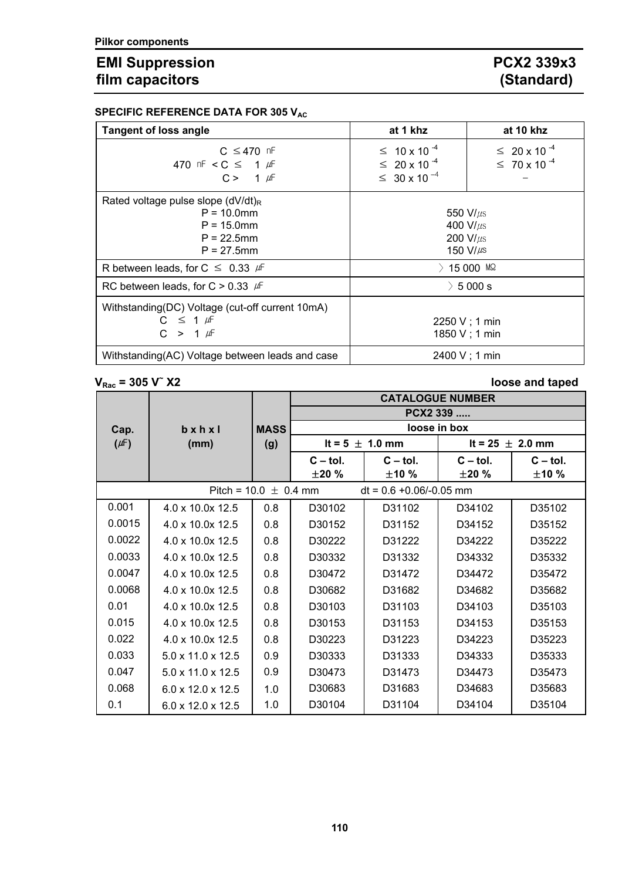Pilkor components

# EMI Suppression film capacitors

# PCX2 339x3 (Standard)

**SPECIFIC REFERENCE DATA FOR 305 $V_{AC}$**

| Tangent of loss angle | at 1 khz | at 10 khz |
|---|---|---|
| C ≤ 470 nF<br>470 nF < C ≤ 1 µF<br>C > 1 µF | ≤ $10 \times 10^{-4}$<br>≤ $20 \times 10^{-4}$<br>≤ $30 \times 10^{-4}$ | ≤ $20 \times 10^{-4}$<br>≤ $70 \times 10^{-4}$<br>– |
| Rated voltage pulse slope $(dV/dt)_R$<br>P = 10.0mm<br>P = 15.0mm<br>P = 22.5mm<br>P = 27.5mm | 550 V/µs<br>400 V/µs<br>200 V/µs<br>150 V/µs | |
| R between leads, for C ≤ 0.33 µF | > 15 000 MΩ | |
| RC between leads, for C > 0.33 µF | > 5 000 s | |
| Withstanding(DC) Voltage (cut-off current 10mA)<br>C ≤ 1 µF<br>C > 1 µF | <br>2250 V ; 1 min<br>1850 V ; 1 min | |
| Withstanding(AC) Voltage between leads and case | 2400 V ; 1 min | |

**$V_{Rac}$ = 305 V~ X2** **loose and taped**

| Cap. (µF) | b x h x l (mm) | MASS (g) | CATALOGUE NUMBER PCX2 339 ..... loose in box | | | |
|---|---|---|---|---|---|---|
| | | | lt = 5 ± 1.0 mm | | lt = 25 ± 2.0 mm | |
| | | | C – tol. ±20 % | C – tol. ±10 % | C – tol. ±20 % | C – tol. ±10 % |
| Pitch = 10.0 ± 0.4 mm | | | dt = 0.6 +0.06/-0.05 mm | | | |
| 0.001 | 4.0 x 10.0x 12.5 | 0.8 | D30102 | D31102 | D34102 | D35102 |
| 0.0015 | 4.0 x 10.0x 12.5 | 0.8 | D30152 | D31152 | D34152 | D35152 |
| 0.0022 | 4.0 x 10.0x 12.5 | 0.8 | D30222 | D31222 | D34222 | D35222 |
| 0.0033 | 4.0 x 10.0x 12.5 | 0.8 | D30332 | D31332 | D34332 | D35332 |
| 0.0047 | 4.0 x 10.0x 12.5 | 0.8 | D30472 | D31472 | D34472 | D35472 |
| 0.0068 | 4.0 x 10.0x 12.5 | 0.8 | D30682 | D31682 | D34682 | D35682 |
| 0.01 | 4.0 x 10.0x 12.5 | 0.8 | D30103 | D31103 | D34103 | D35103 |
| 0.015 | 4.0 x 10.0x 12.5 | 0.8 | D30153 | D31153 | D34153 | D35153 |
| 0.022 | 4.0 x 10.0x 12.5 | 0.8 | D30223 | D31223 | D34223 | D35223 |
| 0.033 | 5.0 x 11.0 x 12.5 | 0.9 | D30333 | D31333 | D34333 | D35333 |
| 0.047 | 5.0 x 11.0 x 12.5 | 0.9 | D30473 | D31473 | D34473 | D35473 |
| 0.068 | 6.0 x 12.0 x 12.5 | 1.0 | D30683 | D31683 | D34683 | D35683 |
| 0.1 | 6.0 x 12.0 x 12.5 | 1.0 | D30104 | D31104 | D34104 | D35104 |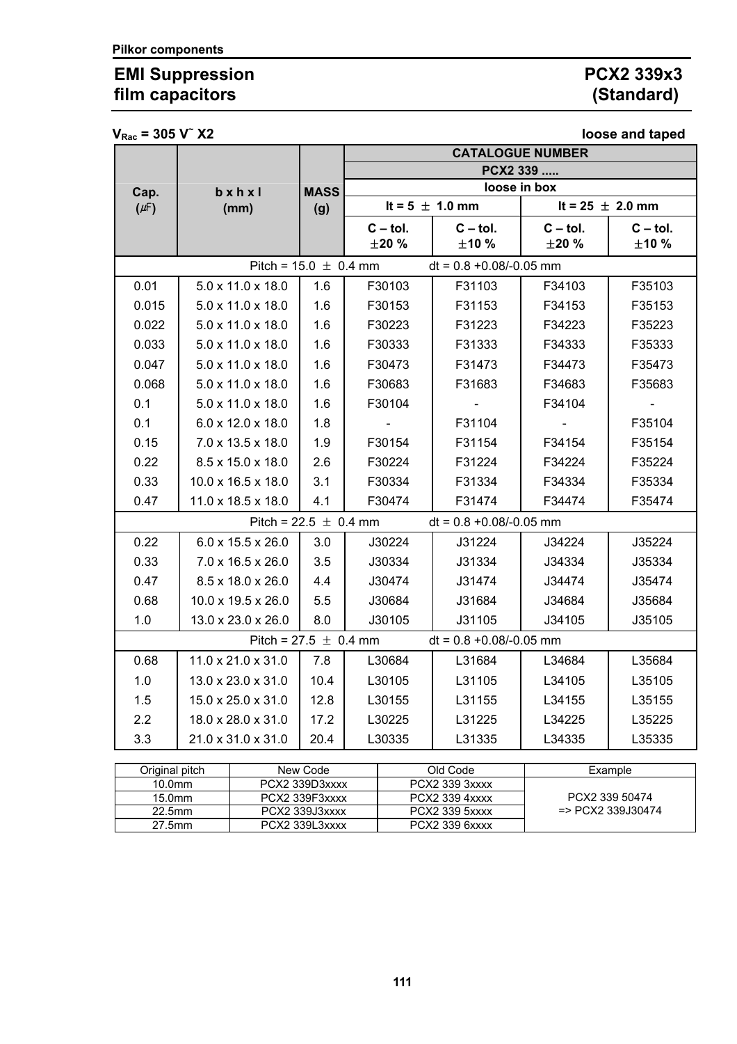**Pilkor components**

# EMI Suppression film capacitors

# PCX2 339x3 (Standard)

$V_{Rac}$ = 305 V~ X2 **loose and taped**

| Cap. (µF) | b x h x l (mm) | MASS (g) | CATALOGUE NUMBER PCX2 339 ..... loose in box | | | |
|---|---|---|---|---|---|---|
| | | | lt = 5 ± 1.0 mm | | lt = 25 ± 2.0 mm | |
| | | | C – tol. ±20 % | C – tol. ±10 % | C – tol. ±20 % | C – tol. ±10 % |
| Pitch = 15.0 ± 0.4 mm | | | dt = 0.8 +0.08/-0.05 mm | | | |
| 0.01 | 5.0 x 11.0 x 18.0 | 1.6 | F30103 | F31103 | F34103 | F35103 |
| 0.015 | 5.0 x 11.0 x 18.0 | 1.6 | F30153 | F31153 | F34153 | F35153 |
| 0.022 | 5.0 x 11.0 x 18.0 | 1.6 | F30223 | F31223 | F34223 | F35223 |
| 0.033 | 5.0 x 11.0 x 18.0 | 1.6 | F30333 | F31333 | F34333 | F35333 |
| 0.047 | 5.0 x 11.0 x 18.0 | 1.6 | F30473 | F31473 | F34473 | F35473 |
| 0.068 | 5.0 x 11.0 x 18.0 | 1.6 | F30683 | F31683 | F34683 | F35683 |
| 0.1 | 5.0 x 11.0 x 18.0 | 1.6 | F30104 | - | F34104 | - |
| 0.1 | 6.0 x 12.0 x 18.0 | 1.8 | - | F31104 | - | F35104 |
| 0.15 | 7.0 x 13.5 x 18.0 | 1.9 | F30154 | F31154 | F34154 | F35154 |
| 0.22 | 8.5 x 15.0 x 18.0 | 2.6 | F30224 | F31224 | F34224 | F35224 |
| 0.33 | 10.0 x 16.5 x 18.0 | 3.1 | F30334 | F31334 | F34334 | F35334 |
| 0.47 | 11.0 x 18.5 x 18.0 | 4.1 | F30474 | F31474 | F34474 | F35474 |
| Pitch = 22.5 ± 0.4 mm | | | dt = 0.8 +0.08/-0.05 mm | | | |
| 0.22 | 6.0 x 15.5 x 26.0 | 3.0 | J30224 | J31224 | J34224 | J35224 |
| 0.33 | 7.0 x 16.5 x 26.0 | 3.5 | J30334 | J31334 | J34334 | J35334 |
| 0.47 | 8.5 x 18.0 x 26.0 | 4.4 | J30474 | J31474 | J34474 | J35474 |
| 0.68 | 10.0 x 19.5 x 26.0 | 5.5 | J30684 | J31684 | J34684 | J35684 |
| 1.0 | 13.0 x 23.0 x 26.0 | 8.0 | J30105 | J31105 | J34105 | J35105 |
| Pitch = 27.5 ± 0.4 mm | | | dt = 0.8 +0.08/-0.05 mm | | | |
| 0.68 | 11.0 x 21.0 x 31.0 | 7.8 | L30684 | L31684 | L34684 | L35684 |
| 1.0 | 13.0 x 23.0 x 31.0 | 10.4 | L30105 | L31105 | L34105 | L35105 |
| 1.5 | 15.0 x 25.0 x 31.0 | 12.8 | L30155 | L31155 | L34155 | L35155 |
| 2.2 | 18.0 x 28.0 x 31.0 | 17.2 | L30225 | L31225 | L34225 | L35225 |
| 3.3 | 21.0 x 31.0 x 31.0 | 20.4 | L30335 | L31335 | L34335 | L35335 |

| Original pitch | New Code | Old Code | Example |
|---|---|---|---|
| 10.0mm | PCX2 339D3xxxx | PCX2 339 3xxxx | PCX2 339 50474 => PCX2 339J30474 |
| 15.0mm | PCX2 339F3xxxx | PCX2 339 4xxxx | |
| 22.5mm | PCX2 339J3xxxx | PCX2 339 5xxxx | |
| 27.5mm | PCX2 339L3xxxx | PCX2 339 6xxxx | |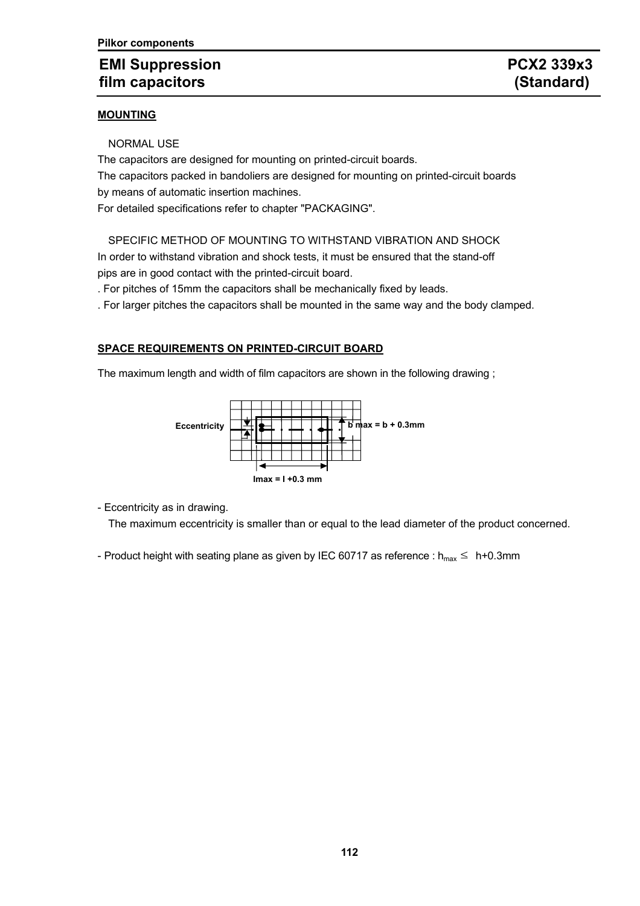**Pilkor components**

# EMI Suppression film capacitors

# PCX2 339x3 (Standard)

## MOUNTING

NORMAL USE

The capacitors are designed for mounting on printed-circuit boards.

The capacitors packed in bandoliers are designed for mounting on printed-circuit boards by means of automatic insertion machines.

For detailed specifications refer to chapter "PACKAGING".

SPECIFIC METHOD OF MOUNTING TO WITHSTAND VIBRATION AND SHOCK

In order to withstand vibration and shock tests, it must be ensured that the stand-off pips are in good contact with the printed-circuit board.

. For pitches of 15mm the capacitors shall be mechanically fixed by leads.

. For larger pitches the capacitors shall be mounted in the same way and the body clamped.

## SPACE REQUIREMENTS ON PRINTED-CIRCUIT BOARD

The maximum length and width of film capacitors are shown in the following drawing ;

Eccentricity

b max = b + 0.3mm

lmax = l +0.3 mm

- Eccentricity as in drawing.
  The maximum eccentricity is smaller than or equal to the lead diameter of the product concerned.

- Product height with seating plane as given by IEC 60717 as reference : $h_{max} \leq$ h+0.3mm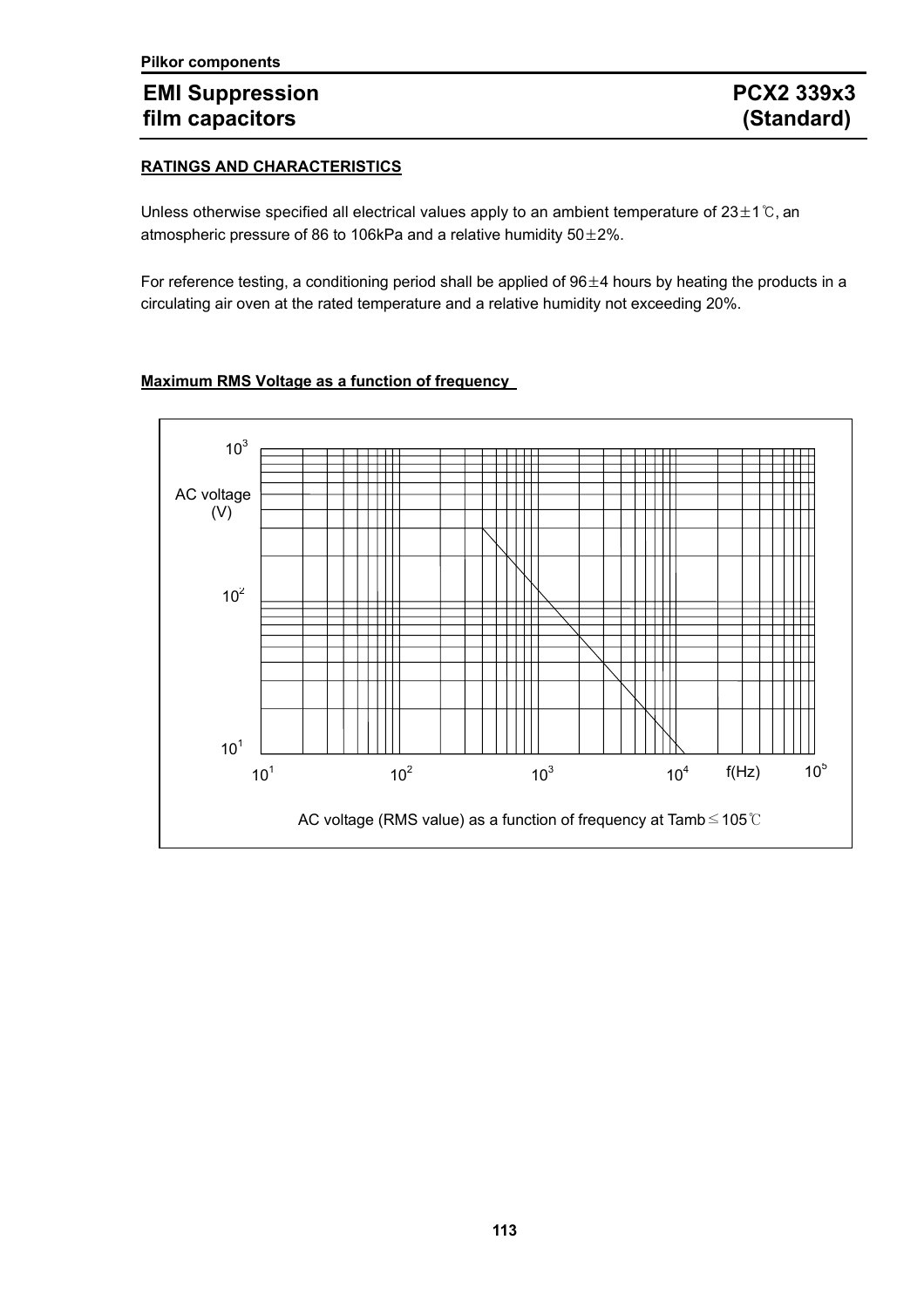# EMI Suppression film capacitors

# PCX2 339x3 (Standard)

**RATINGS AND CHARACTERISTICS**

Unless otherwise specified all electrical values apply to an ambient temperature of 23±1℃, an atmospheric pressure of 86 to 106kPa and a relative humidity 50±2%.

For reference testing, a conditioning period shall be applied of 96±4 hours by heating the products in a circulating air oven at the rated temperature and a relative humidity not exceeding 20%.

**Maximum RMS Voltage as a function of frequency**

AC voltage (RMS value) as a function of frequency at Tamb≤105℃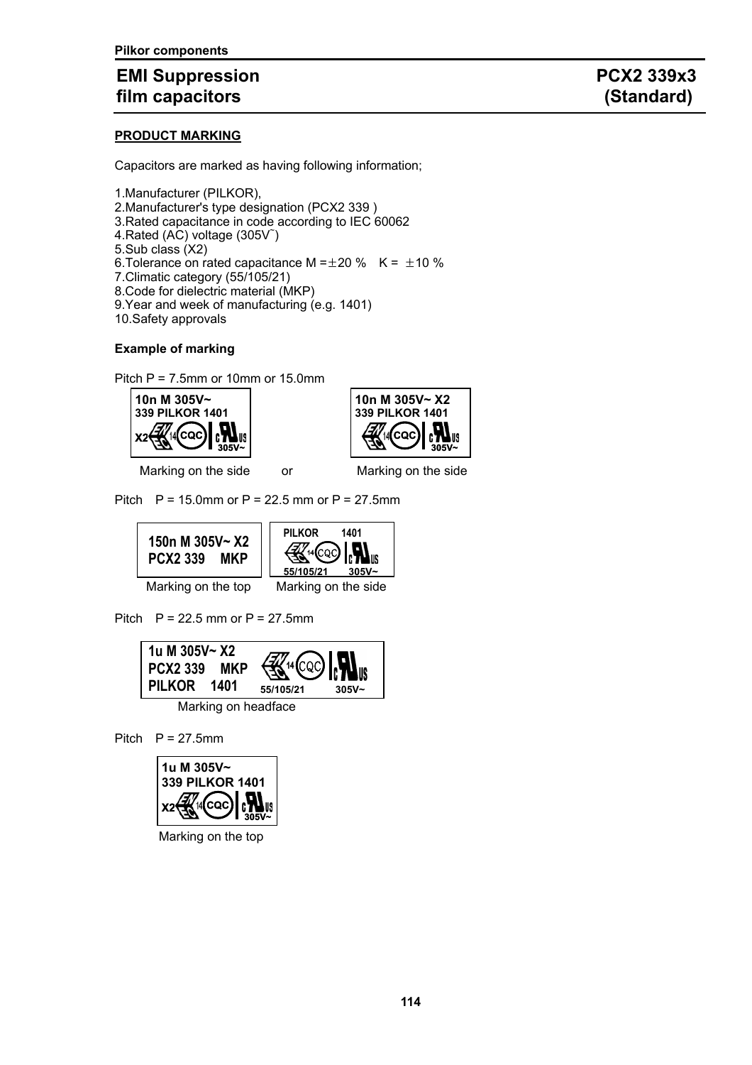Pilkor components

# EMI Suppression film capacitors

# PCX2 339x3 (Standard)

## PRODUCT MARKING

Capacitors are marked as having following information;

1. Manufacturer (PILKOR),
2. Manufacturer's type designation (PCX2 339 )
3. Rated capacitance in code according to IEC 60062
4. Rated (AC) voltage (305V~)
5. Sub class (X2)
6. Tolerance on rated capacitance M = ±20 %  K = ±10 %
7. Climatic category (55/105/21)
8. Code for dielectric material (MKP)
9. Year and week of manufacturing (e.g. 1401)
10. Safety approvals

### Example of marking

Pitch P = 7.5mm or 10mm or 15.0mm

10n M 305V~
339 PILKOR 1401
X2 14 CQC c US 305V~

Marking on the side

or

10n M 305V~ X2
339 PILKOR 1401
14 CQC c US 305V~

Marking on the side

Pitch P = 15.0mm or P = 22.5 mm or P = 27.5mm

150n M 305V~ X2
PCX2 339 MKP

Marking on the top

PILKOR 1401
14 CQC c US
55/105/21 305V~

Marking on the side

Pitch P = 22.5 mm or P = 27.5mm

1u M 305V~ X2
PCX2 339 MKP
PILKOR 1401
14 CQC c US
55/105/21 305V~

Marking on headface

Pitch P = 27.5mm

1u M 305V~
339 PILKOR 1401
X2 14 CQC c US 305V~

Marking on the top